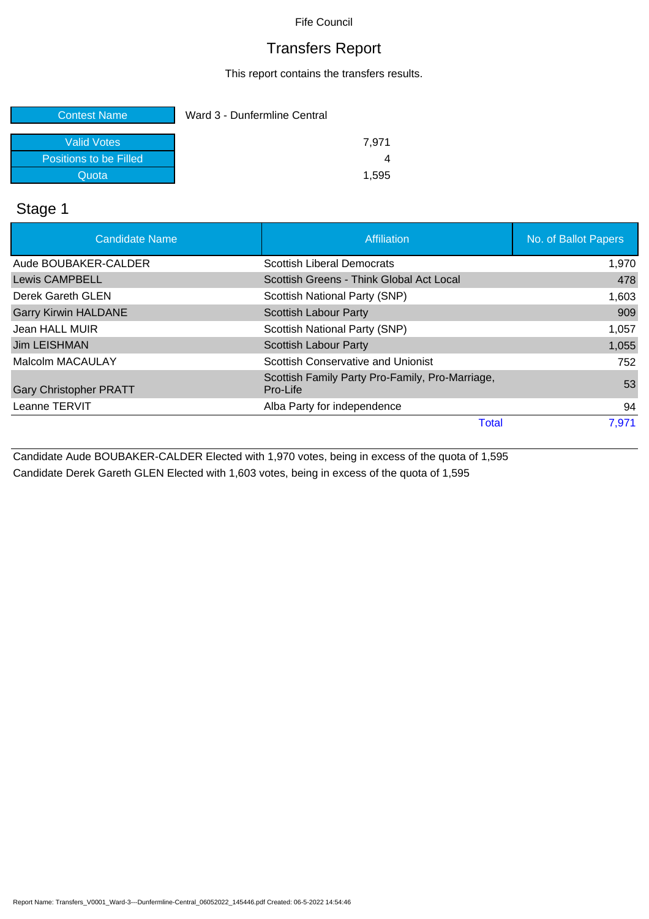Fife Council

# Transfers Report

This report contains the transfers results.

| Contest Name | Ward 3 - Dunfermline Central |
|---|---|
| Valid Votes | 7,971 |
| Positions to be Filled | 4 |
| Quota | 1,595 |

## Stage 1

| Candidate Name | Affiliation | No. of Ballot Papers |
|---|---|---|
| Aude BOUBAKER-CALDER | Scottish Liberal Democrats | 1,970 |
| Lewis CAMPBELL | Scottish Greens - Think Global Act Local | 478 |
| Derek Gareth GLEN | Scottish National Party (SNP) | 1,603 |
| Garry Kirwin HALDANE | Scottish Labour Party | 909 |
| Jean HALL MUIR | Scottish National Party (SNP) | 1,057 |
| Jim LEISHMAN | Scottish Labour Party | 1,055 |
| Malcolm MACAULAY | Scottish Conservative and Unionist | 752 |
| Gary Christopher PRATT | Scottish Family Party Pro-Family, Pro-Marriage, Pro-Life | 53 |
| Leanne TERVIT | Alba Party for independence | 94 |
| | Total | 7,971 |

Candidate Aude BOUBAKER-CALDER Elected with 1,970 votes, being in excess of the quota of 1,595

Candidate Derek Gareth GLEN Elected with 1,603 votes, being in excess of the quota of 1,595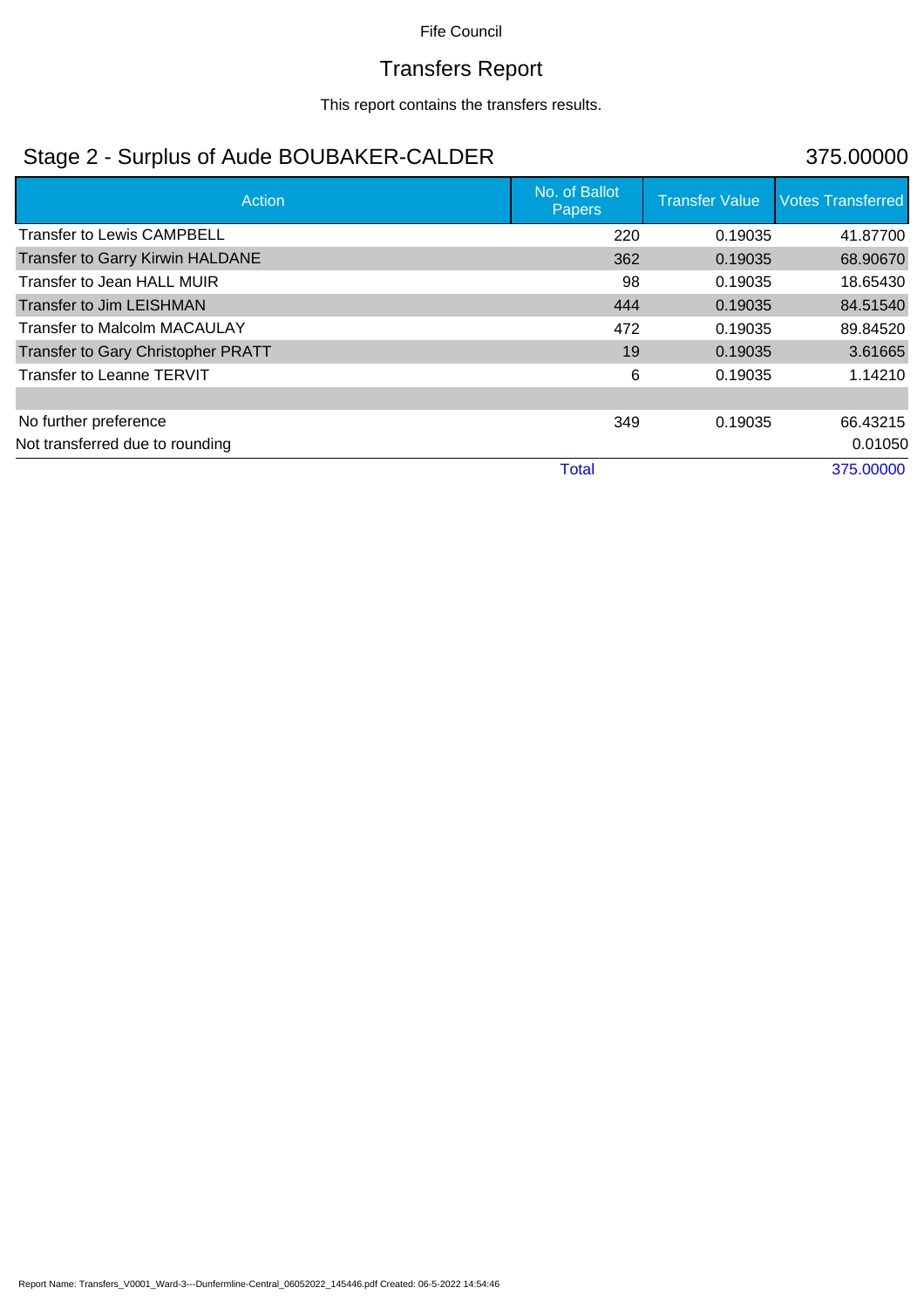Fife Council

# Transfers Report

This report contains the transfers results.

## Stage 2 - Surplus of Aude BOUBAKER-CALDER 375.00000

| Action | No. of Ballot Papers | Transfer Value | Votes Transferred |
|---|---|---|---|
| Transfer to Lewis CAMPBELL | 220 | 0.19035 | 41.87700 |
| Transfer to Garry Kirwin HALDANE | 362 | 0.19035 | 68.90670 |
| Transfer to Jean HALL MUIR | 98 | 0.19035 | 18.65430 |
| Transfer to Jim LEISHMAN | 444 | 0.19035 | 84.51540 |
| Transfer to Malcolm MACAULAY | 472 | 0.19035 | 89.84520 |
| Transfer to Gary Christopher PRATT | 19 | 0.19035 | 3.61665 |
| Transfer to Leanne TERVIT | 6 | 0.19035 | 1.14210 |
| | | | |
| No further preference | 349 | 0.19035 | 66.43215 |
| Not transferred due to rounding | | | 0.01050 |
| | Total | | 375.00000 |

Report Name: Transfers_V0001_Ward-3---Dunfermline-Central_06052022_145446.pdf Created: 06-5-2022 14:54:46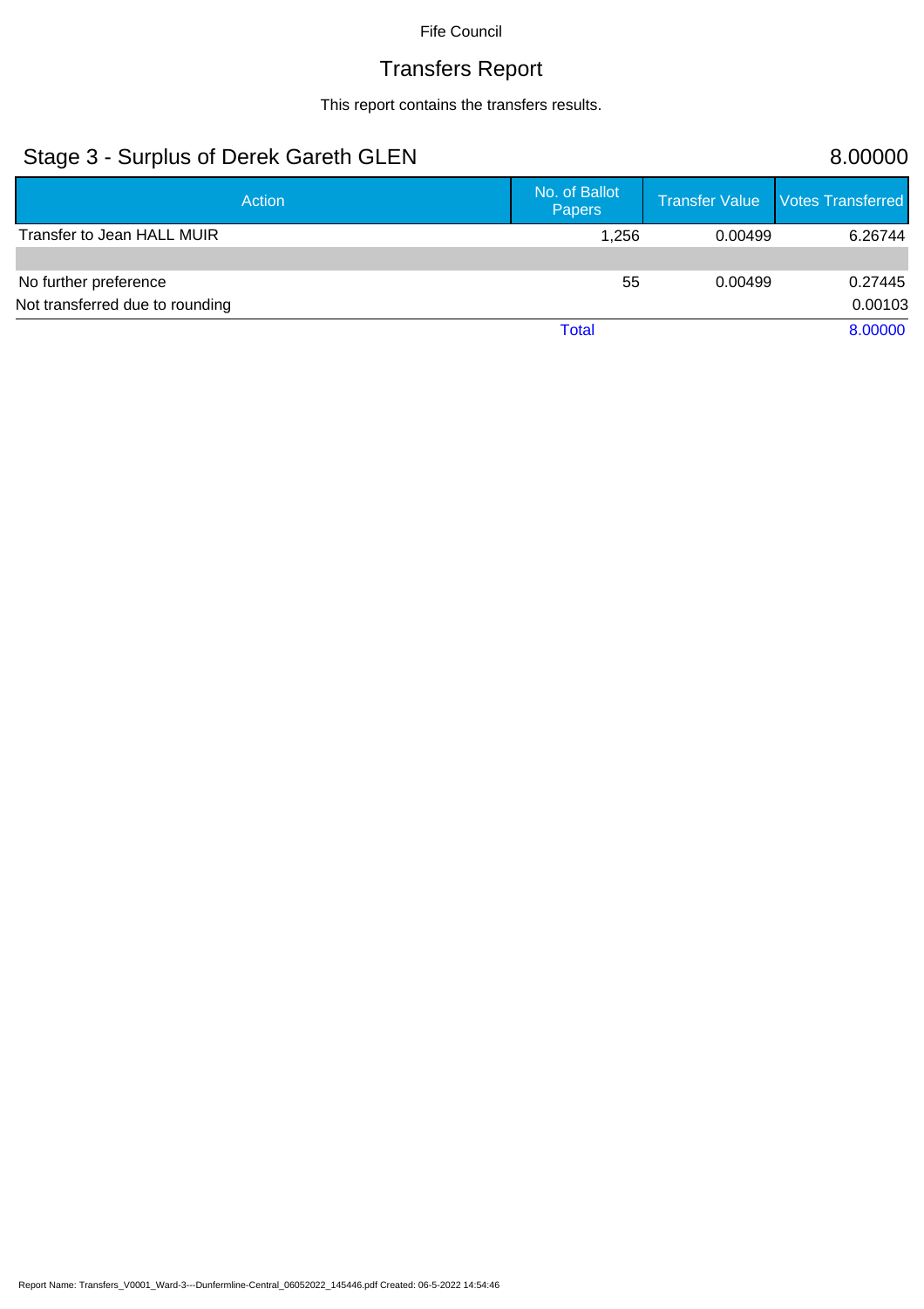Fife Council

# Transfers Report

This report contains the transfers results.

## Stage 3 - Surplus of Derek Gareth GLEN 8.00000

| Action | No. of Ballot Papers | Transfer Value | Votes Transferred |
| --- | --- | --- | --- |
| Transfer to Jean HALL MUIR | 1,256 | 0.00499 | 6.26744 |
| | | | |
| No further preference | 55 | 0.00499 | 0.27445 |
| Not transferred due to rounding | | | 0.00103 |
| | Total | | 8.00000 |

Report Name: Transfers_V0001_Ward-3---Dunfermline-Central_06052022_145446.pdf Created: 06-5-2022 14:54:46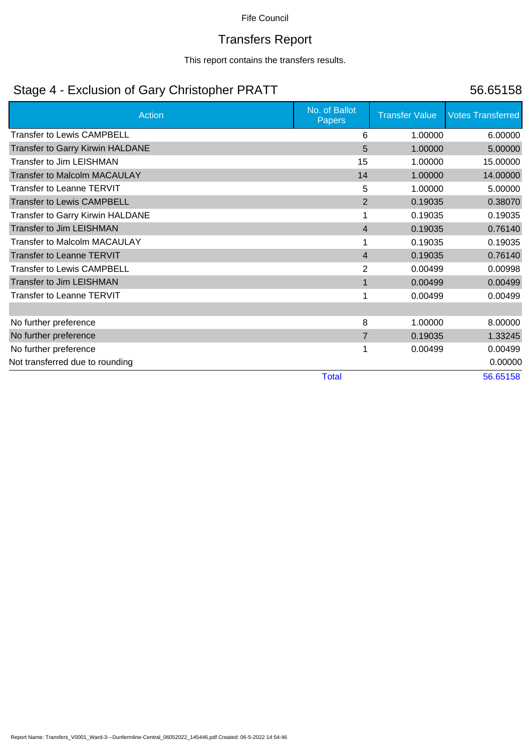Fife Council

# Transfers Report

This report contains the transfers results.

## Stage 4 - Exclusion of Gary Christopher PRATT

56.65158

| Action | No. of Ballot Papers | Transfer Value | Votes Transferred |
|---|---|---|---|
| Transfer to Lewis CAMPBELL | 6 | 1.00000 | 6.00000 |
| Transfer to Garry Kirwin HALDANE | 5 | 1.00000 | 5.00000 |
| Transfer to Jim LEISHMAN | 15 | 1.00000 | 15.00000 |
| Transfer to Malcolm MACAULAY | 14 | 1.00000 | 14.00000 |
| Transfer to Leanne TERVIT | 5 | 1.00000 | 5.00000 |
| Transfer to Lewis CAMPBELL | 2 | 0.19035 | 0.38070 |
| Transfer to Garry Kirwin HALDANE | 1 | 0.19035 | 0.19035 |
| Transfer to Jim LEISHMAN | 4 | 0.19035 | 0.76140 |
| Transfer to Malcolm MACAULAY | 1 | 0.19035 | 0.19035 |
| Transfer to Leanne TERVIT | 4 | 0.19035 | 0.76140 |
| Transfer to Lewis CAMPBELL | 2 | 0.00499 | 0.00998 |
| Transfer to Jim LEISHMAN | 1 | 0.00499 | 0.00499 |
| Transfer to Leanne TERVIT | 1 | 0.00499 | 0.00499 |
| | | | |
| No further preference | 8 | 1.00000 | 8.00000 |
| No further preference | 7 | 0.19035 | 1.33245 |
| No further preference | 1 | 0.00499 | 0.00499 |
| Not transferred due to rounding | | | 0.00000 |
| | Total | | 56.65158 |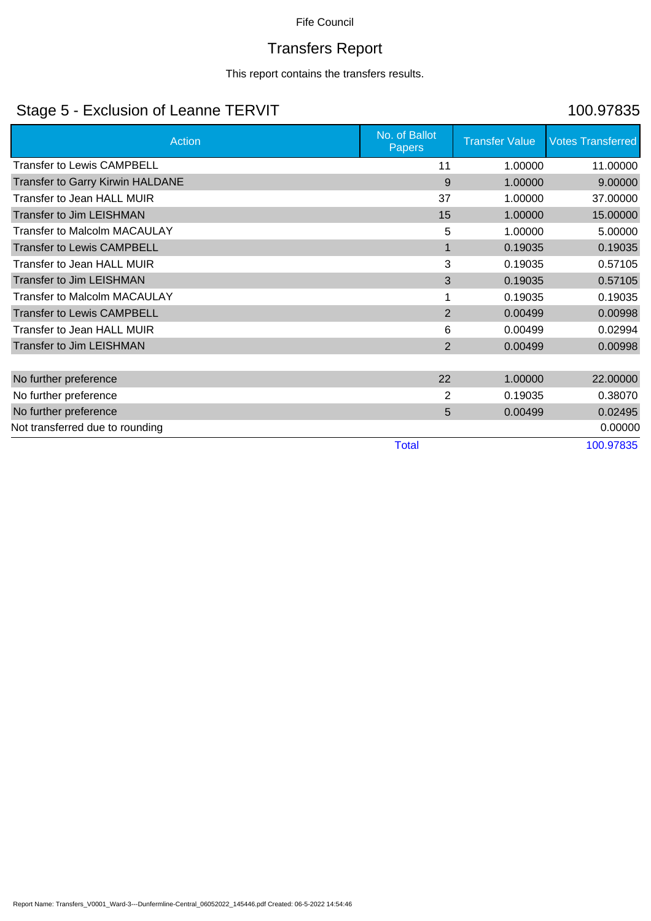Fife Council

# Transfers Report

This report contains the transfers results.

## Stage 5 - Exclusion of Leanne TERVIT

100.97835

| Action | No. of Ballot Papers | Transfer Value | Votes Transferred |
|---|---|---|---|
| Transfer to Lewis CAMPBELL | 11 | 1.00000 | 11.00000 |
| Transfer to Garry Kirwin HALDANE | 9 | 1.00000 | 9.00000 |
| Transfer to Jean HALL MUIR | 37 | 1.00000 | 37.00000 |
| Transfer to Jim LEISHMAN | 15 | 1.00000 | 15.00000 |
| Transfer to Malcolm MACAULAY | 5 | 1.00000 | 5.00000 |
| Transfer to Lewis CAMPBELL | 1 | 0.19035 | 0.19035 |
| Transfer to Jean HALL MUIR | 3 | 0.19035 | 0.57105 |
| Transfer to Jim LEISHMAN | 3 | 0.19035 | 0.57105 |
| Transfer to Malcolm MACAULAY | 1 | 0.19035 | 0.19035 |
| Transfer to Lewis CAMPBELL | 2 | 0.00499 | 0.00998 |
| Transfer to Jean HALL MUIR | 6 | 0.00499 | 0.02994 |
| Transfer to Jim LEISHMAN | 2 | 0.00499 | 0.00998 |
| | | | |
| No further preference | 22 | 1.00000 | 22.00000 |
| No further preference | 2 | 0.19035 | 0.38070 |
| No further preference | 5 | 0.00499 | 0.02495 |
| Not transferred due to rounding | | | 0.00000 |
| | Total | | 100.97835 |

Report Name: Transfers_V0001_Ward-3---Dunfermline-Central_06052022_145446.pdf Created: 06-5-2022 14:54:46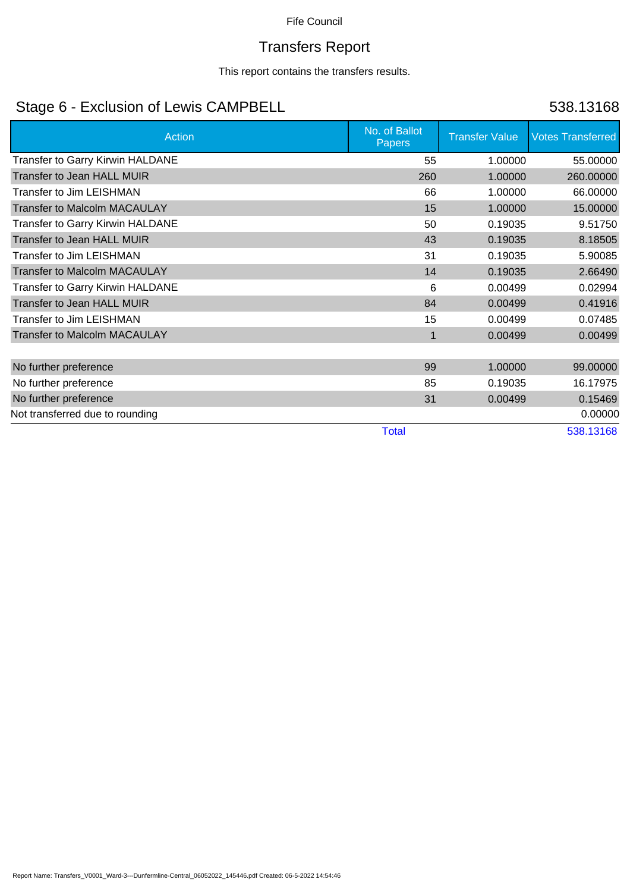Fife Council

# Transfers Report

This report contains the transfers results.

## Stage 6 - Exclusion of Lewis CAMPBELL

538.13168

| Action | No. of Ballot Papers | Transfer Value | Votes Transferred |
|---|---|---|---|
| Transfer to Garry Kirwin HALDANE | 55 | 1.00000 | 55.00000 |
| Transfer to Jean HALL MUIR | 260 | 1.00000 | 260.00000 |
| Transfer to Jim LEISHMAN | 66 | 1.00000 | 66.00000 |
| Transfer to Malcolm MACAULAY | 15 | 1.00000 | 15.00000 |
| Transfer to Garry Kirwin HALDANE | 50 | 0.19035 | 9.51750 |
| Transfer to Jean HALL MUIR | 43 | 0.19035 | 8.18505 |
| Transfer to Jim LEISHMAN | 31 | 0.19035 | 5.90085 |
| Transfer to Malcolm MACAULAY | 14 | 0.19035 | 2.66490 |
| Transfer to Garry Kirwin HALDANE | 6 | 0.00499 | 0.02994 |
| Transfer to Jean HALL MUIR | 84 | 0.00499 | 0.41916 |
| Transfer to Jim LEISHMAN | 15 | 0.00499 | 0.07485 |
| Transfer to Malcolm MACAULAY | 1 | 0.00499 | 0.00499 |
| | | | |
| No further preference | 99 | 1.00000 | 99.00000 |
| No further preference | 85 | 0.19035 | 16.17975 |
| No further preference | 31 | 0.00499 | 0.15469 |
| Not transferred due to rounding | | | 0.00000 |
| | Total | | 538.13168 |

Report Name: Transfers_V0001_Ward-3---Dunfermline-Central_06052022_145446.pdf Created: 06-5-2022 14:54:46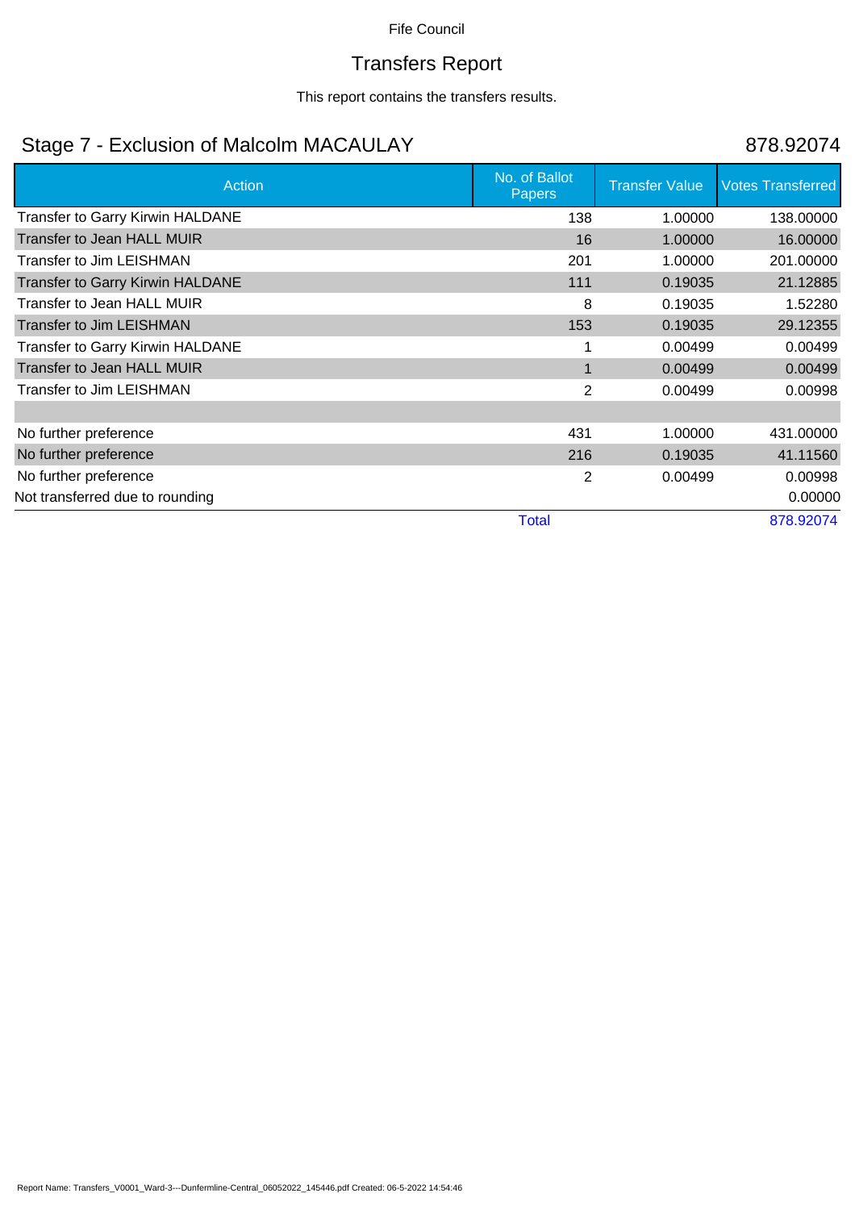Fife Council

# Transfers Report

This report contains the transfers results.

## Stage 7 - Exclusion of Malcolm MACAULAY

878.92074

| Action | No. of Ballot Papers | Transfer Value | Votes Transferred |
|---|---|---|---|
| Transfer to Garry Kirwin HALDANE | 138 | 1.00000 | 138.00000 |
| Transfer to Jean HALL MUIR | 16 | 1.00000 | 16.00000 |
| Transfer to Jim LEISHMAN | 201 | 1.00000 | 201.00000 |
| Transfer to Garry Kirwin HALDANE | 111 | 0.19035 | 21.12885 |
| Transfer to Jean HALL MUIR | 8 | 0.19035 | 1.52280 |
| Transfer to Jim LEISHMAN | 153 | 0.19035 | 29.12355 |
| Transfer to Garry Kirwin HALDANE | 1 | 0.00499 | 0.00499 |
| Transfer to Jean HALL MUIR | 1 | 0.00499 | 0.00499 |
| Transfer to Jim LEISHMAN | 2 | 0.00499 | 0.00998 |
| | | | |
| No further preference | 431 | 1.00000 | 431.00000 |
| No further preference | 216 | 0.19035 | 41.11560 |
| No further preference | 2 | 0.00499 | 0.00998 |
| Not transferred due to rounding | | | 0.00000 |
| | Total | | 878.92074 |

Report Name: Transfers_V0001_Ward-3---Dunfermline-Central_06052022_145446.pdf Created: 06-5-2022 14:54:46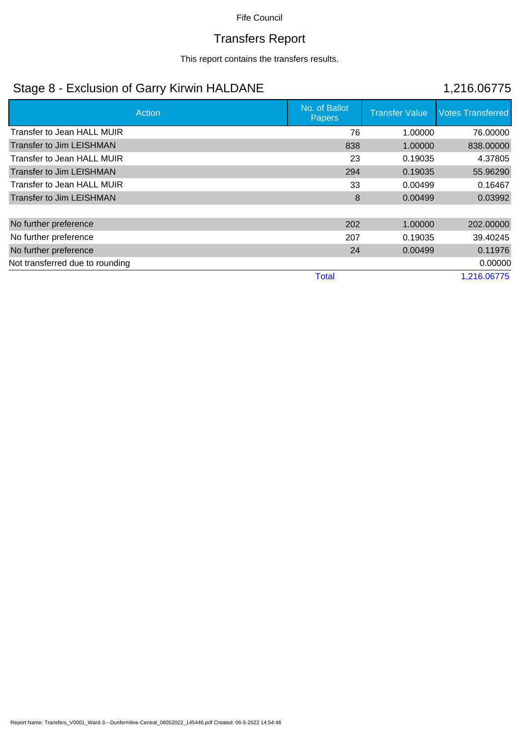Fife Council

# Transfers Report

This report contains the transfers results.

## Stage 8 - Exclusion of Garry Kirwin HALDANE 1,216.06775

| Action | No. of Ballot Papers | Transfer Value | Votes Transferred |
|---|---|---|---|
| Transfer to Jean HALL MUIR | 76 | 1.00000 | 76.00000 |
| Transfer to Jim LEISHMAN | 838 | 1.00000 | 838.00000 |
| Transfer to Jean HALL MUIR | 23 | 0.19035 | 4.37805 |
| Transfer to Jim LEISHMAN | 294 | 0.19035 | 55.96290 |
| Transfer to Jean HALL MUIR | 33 | 0.00499 | 0.16467 |
| Transfer to Jim LEISHMAN | 8 | 0.00499 | 0.03992 |
| | | | |
| No further preference | 202 | 1.00000 | 202.00000 |
| No further preference | 207 | 0.19035 | 39.40245 |
| No further preference | 24 | 0.00499 | 0.11976 |
| Not transferred due to rounding | | | 0.00000 |
| | Total | | 1,216.06775 |

Report Name: Transfers_V0001_Ward-3---Dunfermline-Central_06052022_145446.pdf Created: 06-5-2022 14:54:46